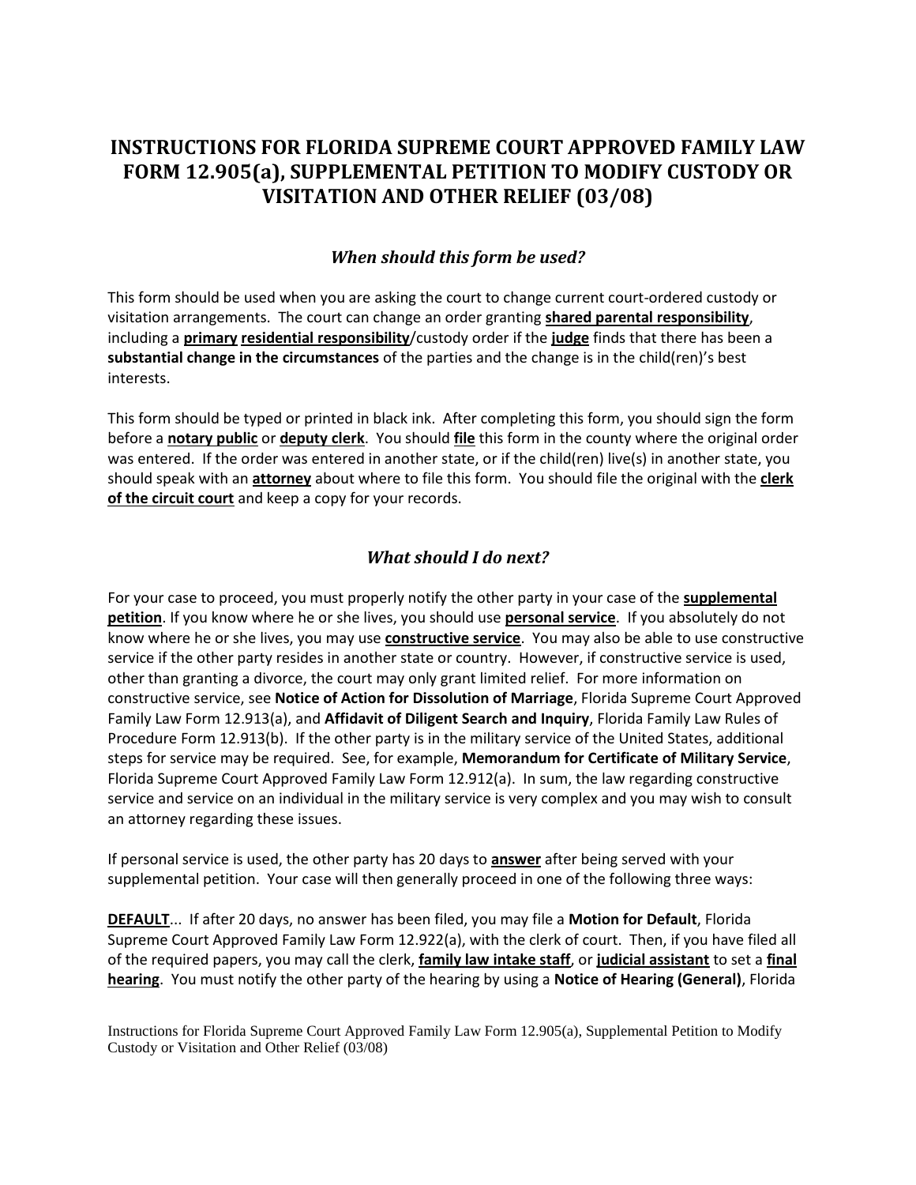# INSTRUCTIONS FOR FLORIDA SUPREME COURT APPROVED FAMILY LAW FORM 12.905(a), SUPPLEMENTAL PETITION TO MODIFY CUSTODY OR VISITATION AND OTHER RELIEF (03/08)

## *When should this form be used?*

This form should be used when you are asking the court to change current court-ordered custody or visitation arrangements. The court can change an order granting **shared parental responsibility**, including a **primary residential responsibility**/custody order if the **judge** finds that there has been a **substantial change in the circumstances** of the parties and the change is in the child(ren)'s best interests.

This form should be typed or printed in black ink. After completing this form, you should sign the form before a **notary public** or **deputy clerk**. You should **file** this form in the county where the original order was entered. If the order was entered in another state, or if the child(ren) live(s) in another state, you should speak with an **attorney** about where to file this form. You should file the original with the **clerk of the circuit court** and keep a copy for your records.

## *What should I do next?*

For your case to proceed, you must properly notify the other party in your case of the **supplemental petition**. If you know where he or she lives, you should use **personal service**. If you absolutely do not know where he or she lives, you may use **constructive service**. You may also be able to use constructive service if the other party resides in another state or country. However, if constructive service is used, other than granting a divorce, the court may only grant limited relief. For more information on constructive service, see **Notice of Action for Dissolution of Marriage**, Florida Supreme Court Approved Family Law Form 12.913(a), and **Affidavit of Diligent Search and Inquiry**, Florida Family Law Rules of Procedure Form 12.913(b). If the other party is in the military service of the United States, additional steps for service may be required. See, for example, **Memorandum for Certificate of Military Service**, Florida Supreme Court Approved Family Law Form 12.912(a). In sum, the law regarding constructive service and service on an individual in the military service is very complex and you may wish to consult an attorney regarding these issues.

If personal service is used, the other party has 20 days to **answer** after being served with your supplemental petition. Your case will then generally proceed in one of the following three ways:

**DEFAULT**... If after 20 days, no answer has been filed, you may file a **Motion for Default**, Florida Supreme Court Approved Family Law Form 12.922(a), with the clerk of court. Then, if you have filed all of the required papers, you may call the clerk, **family law intake staff**, or **judicial assistant** to set a **final hearing**. You must notify the other party of the hearing by using a **Notice of Hearing (General)**, Florida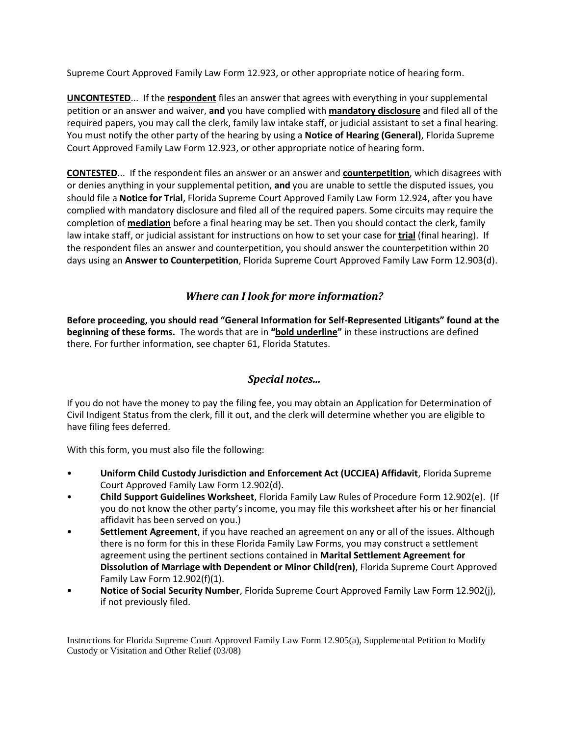Supreme Court Approved Family Law Form 12.923, or other appropriate notice of hearing form.

**UNCONTESTED**... If the **respondent** files an answer that agrees with everything in your supplemental petition or an answer and waiver, **and** you have complied with **mandatory disclosure** and filed all of the required papers, you may call the clerk, family law intake staff, or judicial assistant to set a final hearing. You must notify the other party of the hearing by using a **Notice of Hearing (General)**, Florida Supreme Court Approved Family Law Form 12.923, or other appropriate notice of hearing form.

**CONTESTED**... If the respondent files an answer or an answer and **counterpetition**, which disagrees with or denies anything in your supplemental petition, **and** you are unable to settle the disputed issues, you should file a **Notice for Trial**, Florida Supreme Court Approved Family Law Form 12.924, after you have complied with mandatory disclosure and filed all of the required papers. Some circuits may require the completion of **mediation** before a final hearing may be set. Then you should contact the clerk, family law intake staff, or judicial assistant for instructions on how to set your case for **trial** (final hearing). If the respondent files an answer and counterpetition, you should answer the counterpetition within 20 days using an **Answer to Counterpetition**, Florida Supreme Court Approved Family Law Form 12.903(d).

## *Where can I look for more information?*

**Before proceeding, you should read "General Information for Self-Represented Litigants" found at the beginning of these forms.** The words that are in **"bold underline"** in these instructions are defined there. For further information, see chapter 61, Florida Statutes.

## *Special notes...*

If you do not have the money to pay the filing fee, you may obtain an Application for Determination of Civil Indigent Status from the clerk, fill it out, and the clerk will determine whether you are eligible to have filing fees deferred.

With this form, you must also file the following:

- **Uniform Child Custody Jurisdiction and Enforcement Act (UCCJEA) Affidavit**, Florida Supreme Court Approved Family Law Form 12.902(d).
- **Child Support Guidelines Worksheet**, Florida Family Law Rules of Procedure Form 12.902(e). (If you do not know the other party's income, you may file this worksheet after his or her financial affidavit has been served on you.)
- **Settlement Agreement**, if you have reached an agreement on any or all of the issues. Although there is no form for this in these Florida Family Law Forms, you may construct a settlement agreement using the pertinent sections contained in **Marital Settlement Agreement for Dissolution of Marriage with Dependent or Minor Child(ren)**, Florida Supreme Court Approved Family Law Form 12.902(f)(1).
- **Notice of Social Security Number**, Florida Supreme Court Approved Family Law Form 12.902(j), if not previously filed.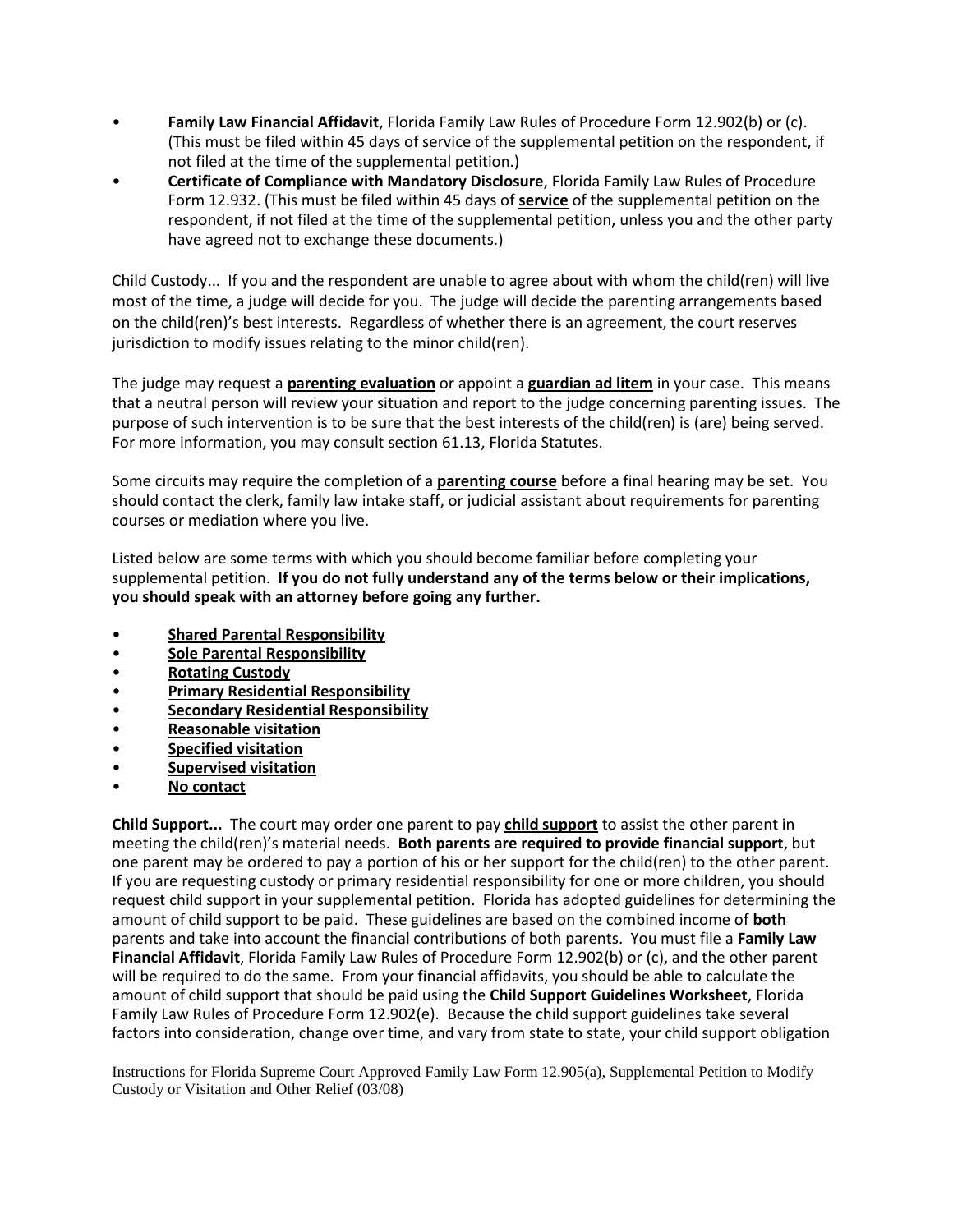- **Family Law Financial Affidavit**, Florida Family Law Rules of Procedure Form 12.902(b) or (c). (This must be filed within 45 days of service of the supplemental petition on the respondent, if not filed at the time of the supplemental petition.)
- **Certificate of Compliance with Mandatory Disclosure**, Florida Family Law Rules of Procedure Form 12.932. (This must be filed within 45 days of **service** of the supplemental petition on the respondent, if not filed at the time of the supplemental petition, unless you and the other party have agreed not to exchange these documents.)

Child Custody... If you and the respondent are unable to agree about with whom the child(ren) will live most of the time, a judge will decide for you. The judge will decide the parenting arrangements based on the child(ren)'s best interests. Regardless of whether there is an agreement, the court reserves jurisdiction to modify issues relating to the minor child(ren).

The judge may request a **parenting evaluation** or appoint a **guardian ad litem** in your case. This means that a neutral person will review your situation and report to the judge concerning parenting issues. The purpose of such intervention is to be sure that the best interests of the child(ren) is (are) being served. For more information, you may consult section 61.13, Florida Statutes.

Some circuits may require the completion of a **parenting course** before a final hearing may be set. You should contact the clerk, family law intake staff, or judicial assistant about requirements for parenting courses or mediation where you live.

Listed below are some terms with which you should become familiar before completing your supplemental petition. **If you do not fully understand any of the terms below or their implications, you should speak with an attorney before going any further.**

- **Shared Parental Responsibility**
- **Sole Parental Responsibility**
- **Rotating Custody**
- **Primary Residential Responsibility**
- **Secondary Residential Responsibility**
- **Reasonable visitation**
- **Specified visitation**
- **Supervised visitation**
- **No contact**

**Child Support...** The court may order one parent to pay **child support** to assist the other parent in meeting the child(ren)'s material needs. **Both parents are required to provide financial support**, but one parent may be ordered to pay a portion of his or her support for the child(ren) to the other parent. If you are requesting custody or primary residential responsibility for one or more children, you should request child support in your supplemental petition. Florida has adopted guidelines for determining the amount of child support to be paid. These guidelines are based on the combined income of **both** parents and take into account the financial contributions of both parents. You must file a **Family Law Financial Affidavit**, Florida Family Law Rules of Procedure Form 12.902(b) or (c), and the other parent will be required to do the same. From your financial affidavits, you should be able to calculate the amount of child support that should be paid using the **Child Support Guidelines Worksheet**, Florida Family Law Rules of Procedure Form 12.902(e). Because the child support guidelines take several factors into consideration, change over time, and vary from state to state, your child support obligation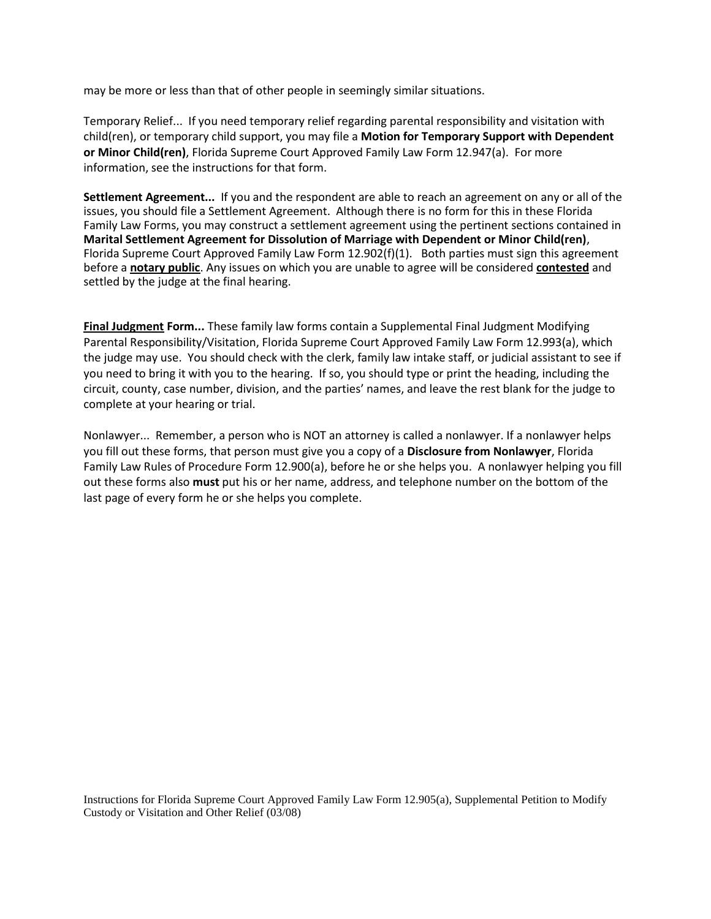may be more or less than that of other people in seemingly similar situations.

Temporary Relief... If you need temporary relief regarding parental responsibility and visitation with child(ren), or temporary child support, you may file a **Motion for Temporary Support with Dependent or Minor Child(ren)**, Florida Supreme Court Approved Family Law Form 12.947(a). For more information, see the instructions for that form.

**Settlement Agreement...** If you and the respondent are able to reach an agreement on any or all of the issues, you should file a Settlement Agreement. Although there is no form for this in these Florida Family Law Forms, you may construct a settlement agreement using the pertinent sections contained in **Marital Settlement Agreement for Dissolution of Marriage with Dependent or Minor Child(ren)**, Florida Supreme Court Approved Family Law Form 12.902(f)(1). Both parties must sign this agreement before a **notary public**. Any issues on which you are unable to agree will be considered **contested** and settled by the judge at the final hearing.

**Final Judgment Form...** These family law forms contain a Supplemental Final Judgment Modifying Parental Responsibility/Visitation, Florida Supreme Court Approved Family Law Form 12.993(a), which the judge may use. You should check with the clerk, family law intake staff, or judicial assistant to see if you need to bring it with you to the hearing. If so, you should type or print the heading, including the circuit, county, case number, division, and the parties' names, and leave the rest blank for the judge to complete at your hearing or trial.

Nonlawyer... Remember, a person who is NOT an attorney is called a nonlawyer. If a nonlawyer helps you fill out these forms, that person must give you a copy of a **Disclosure from Nonlawyer**, Florida Family Law Rules of Procedure Form 12.900(a), before he or she helps you. A nonlawyer helping you fill out these forms also **must** put his or her name, address, and telephone number on the bottom of the last page of every form he or she helps you complete.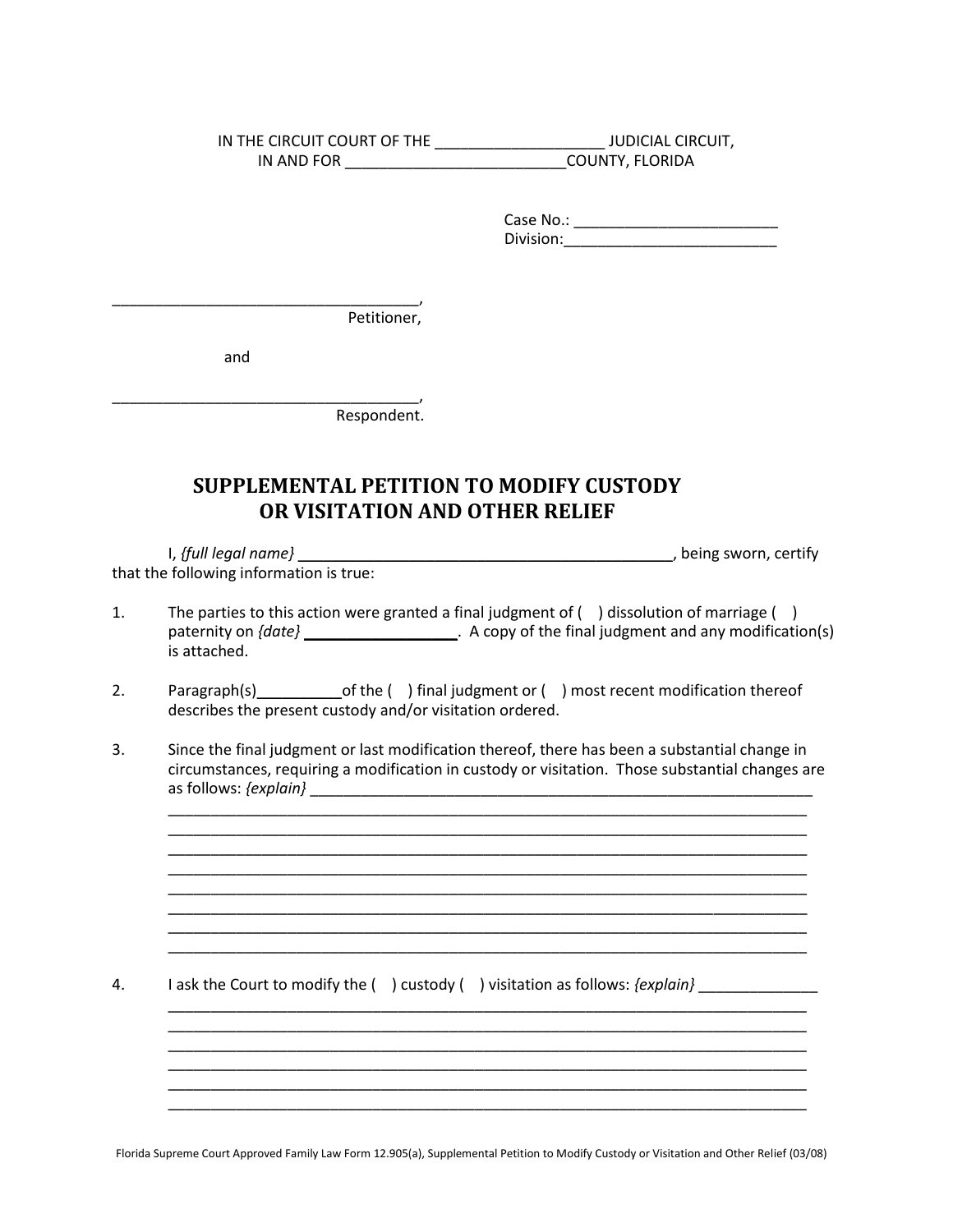IN THE CIRCUIT COURT OF THE ____________________ JUDICIAL CIRCUIT,
IN AND FOR __________________________COUNTY, FLORIDA

Case No.: ________________________
Division:_________________________

____________________________________,
Petitioner,

and

____________________________________,
Respondent.

# SUPPLEMENTAL PETITION TO MODIFY CUSTODY OR VISITATION AND OTHER RELIEF

I, *{full legal name}* ____________________________________________, being sworn, certify that the following information is true:

1. The parties to this action were granted a final judgment of ( ) dissolution of marriage ( ) paternity on *{date}* __________________. A copy of the final judgment and any modification(s) is attached.

2. Paragraph(s)__________of the ( ) final judgment or ( ) most recent modification thereof describes the present custody and/or visitation ordered.

3. Since the final judgment or last modification thereof, there has been a substantial change in circumstances, requiring a modification in custody or visitation. Those substantial changes are as follows: *{explain}* ______________________________________________________________
_____________________________________________________________________________
_____________________________________________________________________________
_____________________________________________________________________________
_____________________________________________________________________________
_____________________________________________________________________________
_____________________________________________________________________________
_____________________________________________________________________________
_____________________________________________________________________________

4. I ask the Court to modify the ( ) custody ( ) visitation as follows: *{explain}* ______________
_____________________________________________________________________________
_____________________________________________________________________________
_____________________________________________________________________________
_____________________________________________________________________________
_____________________________________________________________________________
_____________________________________________________________________________

Florida Supreme Court Approved Family Law Form 12.905(a), Supplemental Petition to Modify Custody or Visitation and Other Relief (03/08)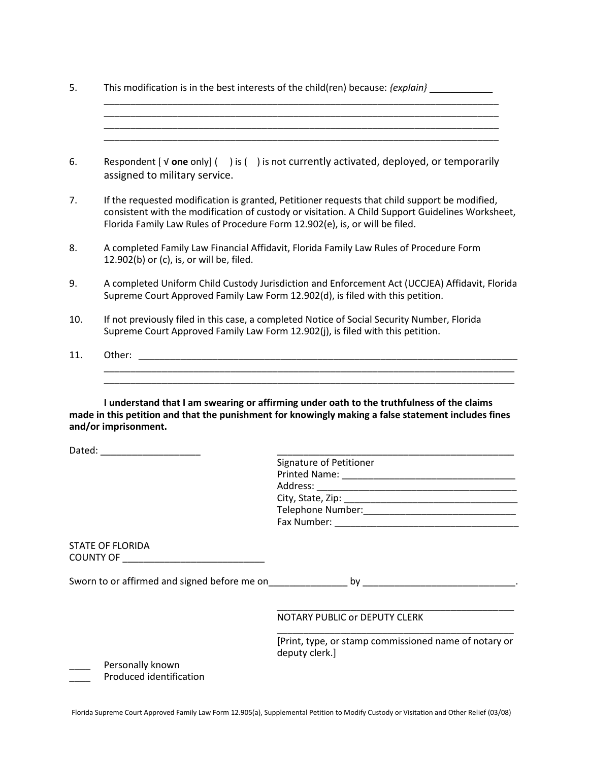5. This modification is in the best interests of the child(ren) because: *{explain}* ___________
_____________________________________________________________________________
_____________________________________________________________________________
_____________________________________________________________________________
_____________________________________________________________________________

6. Respondent [ √ **one** only] ( ) is ( ) is not currently activated, deployed, or temporarily assigned to military service.

7. If the requested modification is granted, Petitioner requests that child support be modified, consistent with the modification of custody or visitation. A Child Support Guidelines Worksheet, Florida Family Law Rules of Procedure Form 12.902(e), is, or will be filed.

8. A completed Family Law Financial Affidavit, Florida Family Law Rules of Procedure Form 12.902(b) or (c), is, or will be, filed.

9. A completed Uniform Child Custody Jurisdiction and Enforcement Act (UCCJEA) Affidavit, Florida Supreme Court Approved Family Law Form 12.902(d), is filed with this petition.

10. If not previously filed in this case, a completed Notice of Social Security Number, Florida Supreme Court Approved Family Law Form 12.902(j), is filed with this petition.

11. Other: _____________________________________________________________________________
_____________________________________________________________________________
_____________________________________________________________________________

**I understand that I am swearing or affirming under oath to the truthfulness of the claims made in this petition and that the punishment for knowingly making a false statement includes fines and/or imprisonment.**

Dated: ___________________

_______________________________________________
Signature of Petitioner
Printed Name: _________________________________
Address: _____________________________________
City, State, Zip: _______________________________
Telephone Number:_____________________________
Fax Number: __________________________________

STATE OF FLORIDA
COUNTY OF ___________________________

Sworn to or affirmed and signed before me on_______________ by _____________________________.

_______________________________________________
NOTARY PUBLIC or DEPUTY CLERK

_______________________________________________
[Print, type, or stamp commissioned name of notary or deputy clerk.]

____ Personally known
____ Produced identification

Florida Supreme Court Approved Family Law Form 12.905(a), Supplemental Petition to Modify Custody or Visitation and Other Relief (03/08)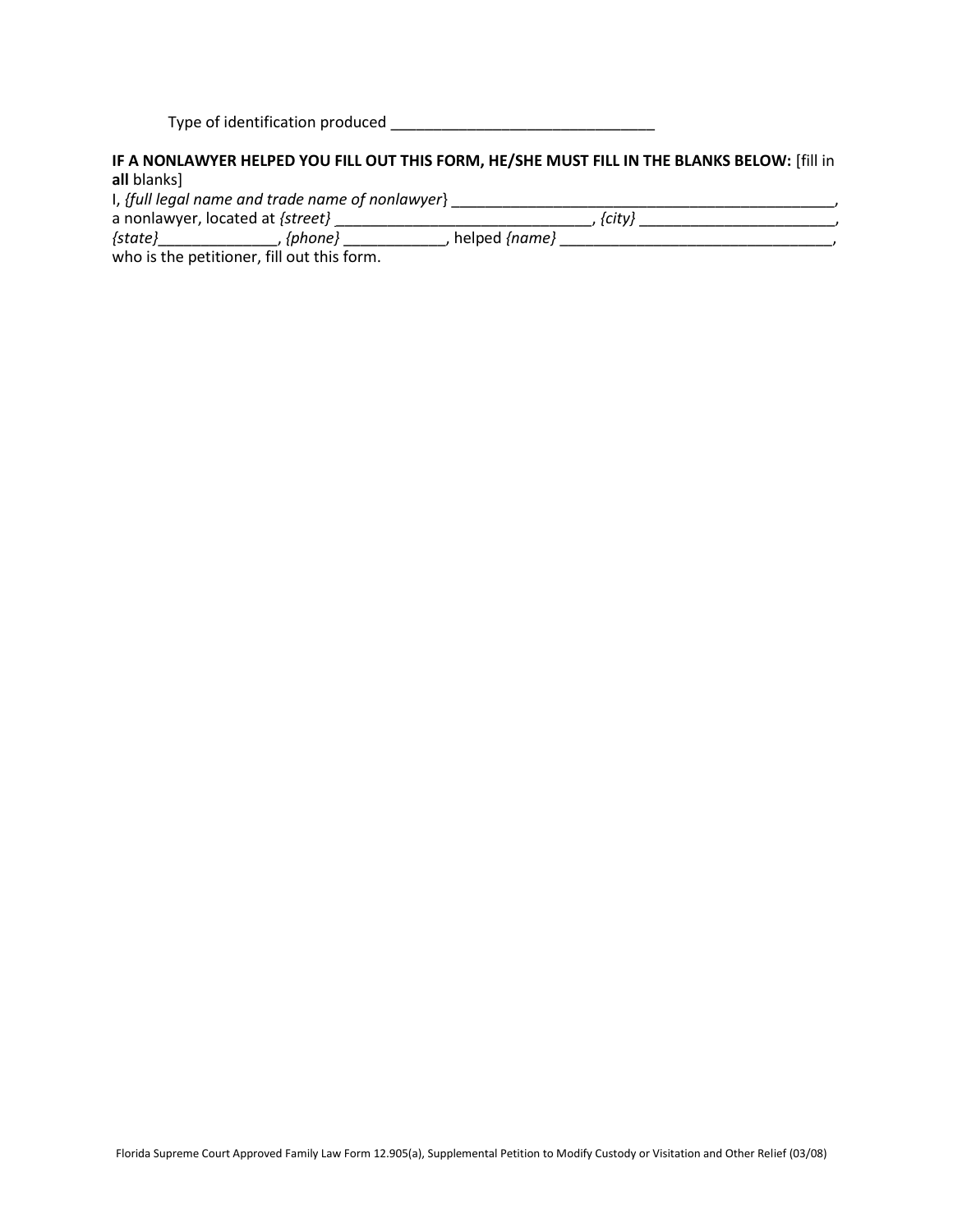Type of identification produced ______________________________

**IF A NONLAWYER HELPED YOU FILL OUT THIS FORM, HE/SHE MUST FILL IN THE BLANKS BELOW:** [fill in **all** blanks]

I, *{full legal name and trade name of nonlawyer}* ______________________________________________,
a nonlawyer, located at *{street}* _____________________________, *{city}* _______________________,
*{state}*______________, *{phone}* ____________, helped *{name}* ________________________________,
who is the petitioner, fill out this form.

Florida Supreme Court Approved Family Law Form 12.905(a), Supplemental Petition to Modify Custody or Visitation and Other Relief (03/08)